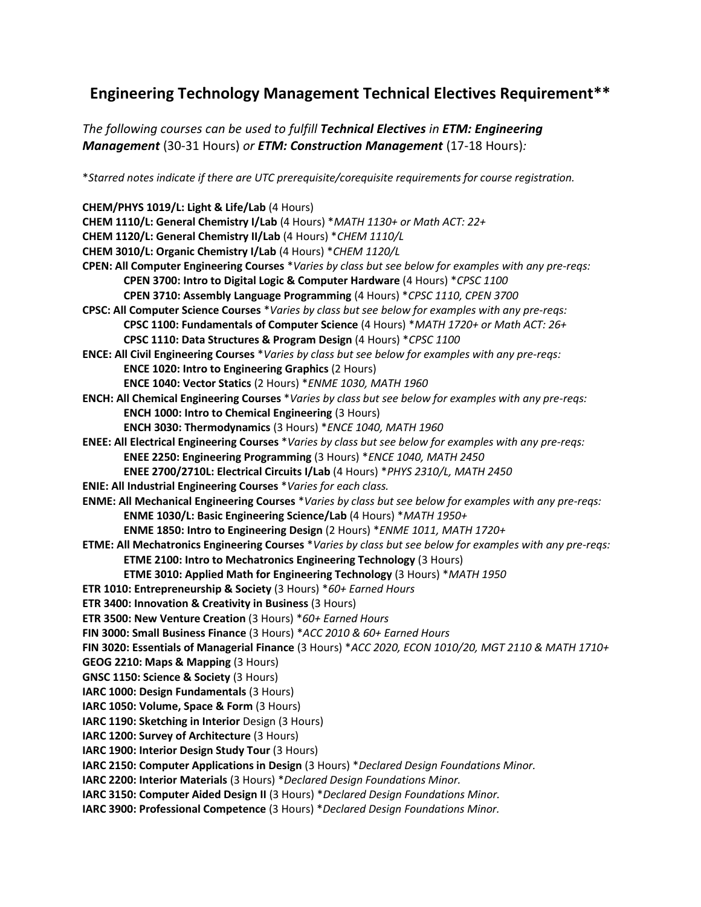## Engineering Technology Management Technical Electives Requirement**

*The following courses can be used to fulfill **Technical Electives** in **ETM: Engineering Management** (30-31 Hours) or **ETM: Construction Management** (17-18 Hours):*

**Starred notes indicate if there are UTC prerequisite/corequisite requirements for course registration.*

**CHEM/PHYS 1019/L: Light & Life/Lab** (4 Hours)
**CHEM 1110/L: General Chemistry I/Lab** (4 Hours) **MATH 1130+ or Math ACT: 22+*
**CHEM 1120/L: General Chemistry II/Lab** (4 Hours) **CHEM 1110/L*
**CHEM 3010/L: Organic Chemistry I/Lab** (4 Hours) **CHEM 1120/L*
**CPEN: All Computer Engineering Courses** **Varies by class but see below for examples with any pre-reqs:*
- **CPEN 3700: Intro to Digital Logic & Computer Hardware** (4 Hours) **CPSC 1100*
- **CPEN 3710: Assembly Language Programming** (4 Hours) **CPSC 1110, CPEN 3700*

**CPSC: All Computer Science Courses** **Varies by class but see below for examples with any pre-reqs:*
- **CPSC 1100: Fundamentals of Computer Science** (4 Hours) **MATH 1720+ or Math ACT: 26+*
- **CPSC 1110: Data Structures & Program Design** (4 Hours) **CPSC 1100*

**ENCE: All Civil Engineering Courses** **Varies by class but see below for examples with any pre-reqs:*
- **ENCE 1020: Intro to Engineering Graphics** (2 Hours)
- **ENCE 1040: Vector Statics** (2 Hours) **ENME 1030, MATH 1960*

**ENCH: All Chemical Engineering Courses** **Varies by class but see below for examples with any pre-reqs:*
- **ENCH 1000: Intro to Chemical Engineering** (3 Hours)
- **ENCH 3030: Thermodynamics** (3 Hours) **ENCE 1040, MATH 1960*

**ENEE: All Electrical Engineering Courses** **Varies by class but see below for examples with any pre-reqs:*
- **ENEE 2250: Engineering Programming** (3 Hours) **ENCE 1040, MATH 2450*
- **ENEE 2700/2710L: Electrical Circuits I/Lab** (4 Hours) **PHYS 2310/L, MATH 2450*

**ENIE: All Industrial Engineering Courses** **Varies for each class.*
**ENME: All Mechanical Engineering Courses** **Varies by class but see below for examples with any pre-reqs:*
- **ENME 1030/L: Basic Engineering Science/Lab** (4 Hours) **MATH 1950+*
- **ENME 1850: Intro to Engineering Design** (2 Hours) **ENME 1011, MATH 1720+*

**ETME: All Mechatronics Engineering Courses** **Varies by class but see below for examples with any pre-reqs:*
- **ETME 2100: Intro to Mechatronics Engineering Technology** (3 Hours)
- **ETME 3010: Applied Math for Engineering Technology** (3 Hours) **MATH 1950*

**ETR 1010: Entrepreneurship & Society** (3 Hours) **60+ Earned Hours*
**ETR 3400: Innovation & Creativity in Business** (3 Hours)
**ETR 3500: New Venture Creation** (3 Hours) **60+ Earned Hours*
**FIN 3000: Small Business Finance** (3 Hours) **ACC 2010 & 60+ Earned Hours*
**FIN 3020: Essentials of Managerial Finance** (3 Hours) **ACC 2020, ECON 1010/20, MGT 2110 & MATH 1710+*
**GEOG 2210: Maps & Mapping** (3 Hours)
**GNSC 1150: Science & Society** (3 Hours)
**IARC 1000: Design Fundamentals** (3 Hours)
**IARC 1050: Volume, Space & Form** (3 Hours)
**IARC 1190: Sketching in Interior** Design (3 Hours)
**IARC 1200: Survey of Architecture** (3 Hours)
**IARC 1900: Interior Design Study Tour** (3 Hours)
**IARC 2150: Computer Applications in Design** (3 Hours) **Declared Design Foundations Minor.*
**IARC 2200: Interior Materials** (3 Hours) **Declared Design Foundations Minor.*
**IARC 3150: Computer Aided Design II** (3 Hours) **Declared Design Foundations Minor.*
**IARC 3900: Professional Competence** (3 Hours) **Declared Design Foundations Minor.*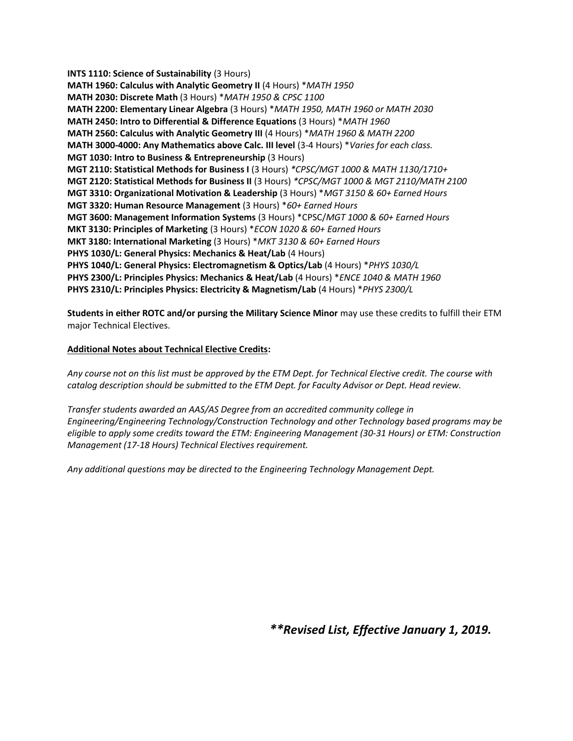**INTS 1110: Science of Sustainability** (3 Hours)
**MATH 1960: Calculus with Analytic Geometry II** (4 Hours) **MATH 1950*
**MATH 2030: Discrete Math** (3 Hours) **MATH 1950 & CPSC 1100*
**MATH 2200: Elementary Linear Algebra** (3 Hours) **MATH 1950, MATH 1960 or MATH 2030*
**MATH 2450: Intro to Differential & Difference Equations** (3 Hours) **MATH 1960*
**MATH 2560: Calculus with Analytic Geometry III** (4 Hours) **MATH 1960 & MATH 2200*
**MATH 3000-4000: Any Mathematics above Calc. III level** (3-4 Hours) **Varies for each class.*
**MGT 1030: Intro to Business & Entrepreneurship** (3 Hours)
**MGT 2110: Statistical Methods for Business I** (3 Hours) **CPSC/MGT 1000 & MATH 1130/1710+*
**MGT 2120: Statistical Methods for Business II** (3 Hours) **CPSC/MGT 1000 & MGT 2110/MATH 2100*
**MGT 3310: Organizational Motivation & Leadership** (3 Hours) **MGT 3150 & 60+ Earned Hours*
**MGT 3320: Human Resource Management** (3 Hours) **60+ Earned Hours*
**MGT 3600: Management Information Systems** (3 Hours) *CPSC/*MGT 1000 & 60+ Earned Hours*
**MKT 3130: Principles of Marketing** (3 Hours) **ECON 1020 & 60+ Earned Hours*
**MKT 3180: International Marketing** (3 Hours) **MKT 3130 & 60+ Earned Hours*
**PHYS 1030/L: General Physics: Mechanics & Heat/Lab** (4 Hours)
**PHYS 1040/L: General Physics: Electromagnetism & Optics/Lab** (4 Hours) **PHYS 1030/L*
**PHYS 2300/L: Principles Physics: Mechanics & Heat/Lab** (4 Hours) **ENCE 1040 & MATH 1960*
**PHYS 2310/L: Principles Physics: Electricity & Magnetism/Lab** (4 Hours) **PHYS 2300/L*

**Students in either ROTC and/or pursing the Military Science Minor** may use these credits to fulfill their ETM major Technical Electives.

**<u>Additional Notes about Technical Elective Credits</u>:**

*Any course not on this list must be approved by the ETM Dept. for Technical Elective credit. The course with catalog description should be submitted to the ETM Dept. for Faculty Advisor or Dept. Head review.*

*Transfer students awarded an AAS/AS Degree from an accredited community college in Engineering/Engineering Technology/Construction Technology and other Technology based programs may be eligible to apply some credits toward the ETM: Engineering Management (30-31 Hours) or ETM: Construction Management (17-18 Hours) Technical Electives requirement.*

*Any additional questions may be directed to the Engineering Technology Management Dept.*

***\*\*Revised List, Effective January 1, 2019.***